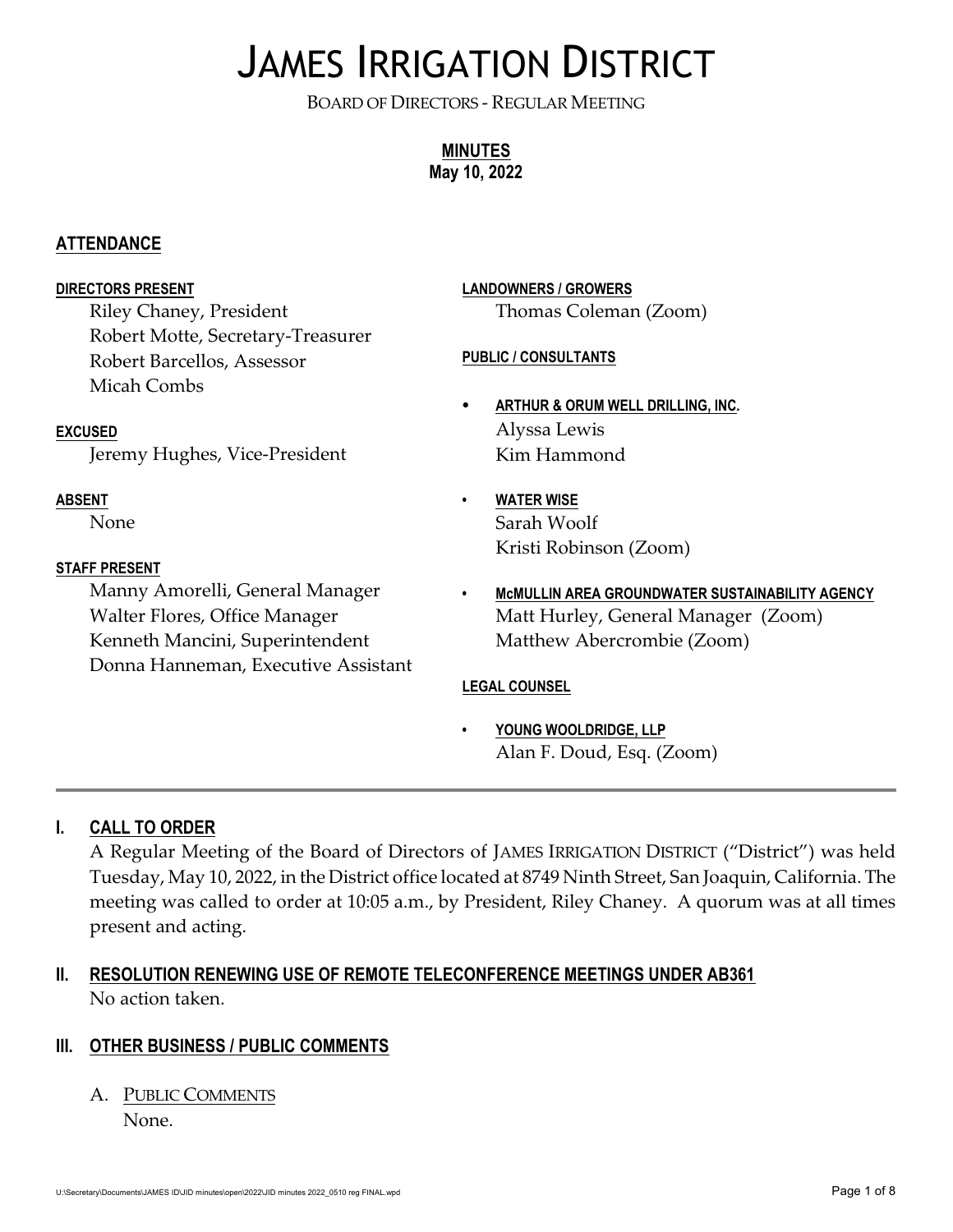# JAMES IRRIGATION DISTRICT

BOARD OF DIRECTORS - REGULAR MEETING

**MINUTES**
**May 10, 2022**

## ATTENDANCE

**DIRECTORS PRESENT**

Riley Chaney, President
Robert Motte, Secretary-Treasurer
Robert Barcellos, Assessor
Micah Combs

**EXCUSED**

Jeremy Hughes, Vice-President

**ABSENT**

None

**STAFF PRESENT**

Manny Amorelli, General Manager
Walter Flores, Office Manager
Kenneth Mancini, Superintendent
Donna Hanneman, Executive Assistant

**LANDOWNERS / GROWERS**

Thomas Coleman (Zoom)

**PUBLIC / CONSULTANTS**

- **ARTHUR & ORUM WELL DRILLING, INC.**
  Alyssa Lewis
  Kim Hammond
- **WATER WISE**
  Sarah Woolf
  Kristi Robinson (Zoom)
- **McMULLIN AREA GROUNDWATER SUSTAINABILITY AGENCY**
  Matt Hurley, General Manager (Zoom)
  Matthew Abercrombie (Zoom)

**LEGAL COUNSEL**

- **YOUNG WOOLDRIDGE, LLP**
  Alan F. Doud, Esq. (Zoom)

---

## I. CALL TO ORDER

A Regular Meeting of the Board of Directors of JAMES IRRIGATION DISTRICT ("District") was held Tuesday, May 10, 2022, in the District office located at 8749 Ninth Street, San Joaquin, California. The meeting was called to order at 10:05 a.m., by President, Riley Chaney. A quorum was at all times present and acting.

## II. RESOLUTION RENEWING USE OF REMOTE TELECONFERENCE MEETINGS UNDER AB361

No action taken.

## III. OTHER BUSINESS / PUBLIC COMMENTS

A. PUBLIC COMMENTS

None.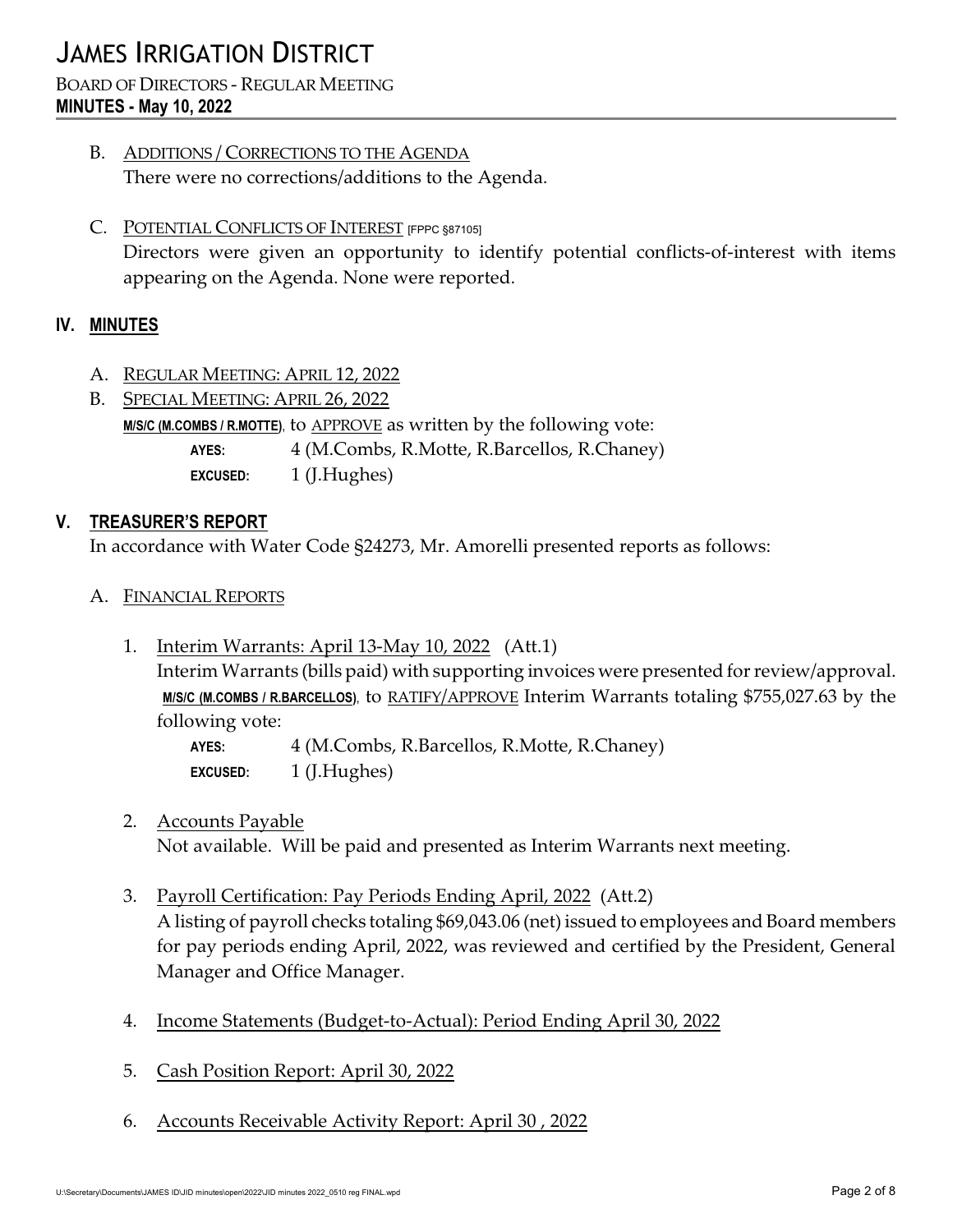B. ADDITIONS / CORRECTIONS TO THE AGENDA
There were no corrections/additions to the Agenda.

C. POTENTIAL CONFLICTS OF INTEREST [FPPC §87105]
Directors were given an opportunity to identify potential conflicts-of-interest with items appearing on the Agenda. None were reported.

## IV. MINUTES

A. REGULAR MEETING: APRIL 12, 2022

B. SPECIAL MEETING: APRIL 26, 2022

**M/S/C (M.COMBS / R.MOTTE)**, to APPROVE as written by the following vote:

**AYES:** 4 (M.Combs, R.Motte, R.Barcellos, R.Chaney)
**EXCUSED:** 1 (J.Hughes)

## V. TREASURER'S REPORT

In accordance with Water Code §24273, Mr. Amorelli presented reports as follows:

A. FINANCIAL REPORTS

1. Interim Warrants: April 13-May 10, 2022 (Att.1)
Interim Warrants (bills paid) with supporting invoices were presented for review/approval. **M/S/C (M.COMBS / R.BARCELLOS)**, to RATIFY/APPROVE Interim Warrants totaling $755,027.63 by the following vote:

   **AYES:** 4 (M.Combs, R.Barcellos, R.Motte, R.Chaney)
   **EXCUSED:** 1 (J.Hughes)

2. Accounts Payable
Not available. Will be paid and presented as Interim Warrants next meeting.

3. Payroll Certification: Pay Periods Ending April, 2022 (Att.2)
A listing of payroll checks totaling $69,043.06 (net) issued to employees and Board members for pay periods ending April, 2022, was reviewed and certified by the President, General Manager and Office Manager.

4. Income Statements (Budget-to-Actual): Period Ending April 30, 2022

5. Cash Position Report: April 30, 2022

6. Accounts Receivable Activity Report: April 30 , 2022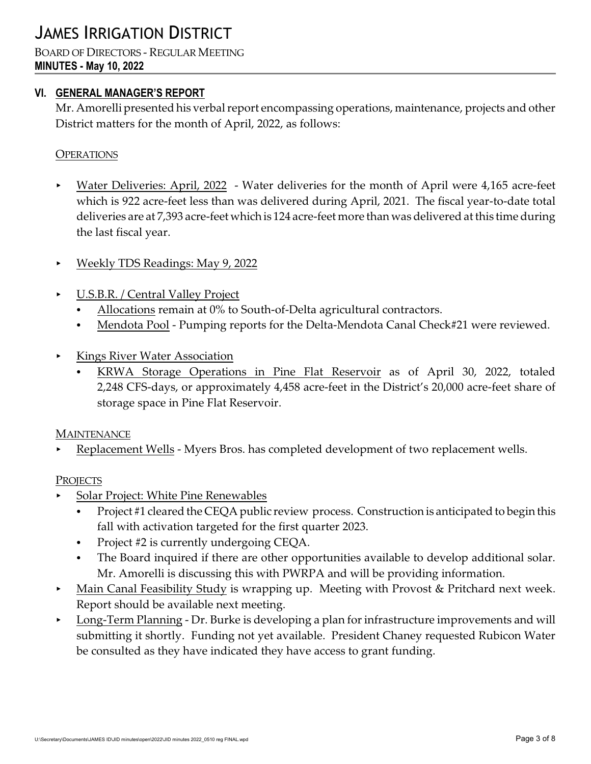## VI. GENERAL MANAGER'S REPORT

Mr. Amorelli presented his verbal report encompassing operations, maintenance, projects and other District matters for the month of April, 2022, as follows:

### OPERATIONS

- Water Deliveries: April, 2022 - Water deliveries for the month of April were 4,165 acre-feet which is 922 acre-feet less than was delivered during April, 2021. The fiscal year-to-date total deliveries are at 7,393 acre-feet which is 124 acre-feet more than was delivered at this time during the last fiscal year.

- Weekly TDS Readings: May 9, 2022

- U.S.B.R. / Central Valley Project
  - Allocations remain at 0% to South-of-Delta agricultural contractors.
  - Mendota Pool - Pumping reports for the Delta-Mendota Canal Check#21 were reviewed.

- Kings River Water Association
  - KRWA Storage Operations in Pine Flat Reservoir as of April 30, 2022, totaled 2,248 CFS-days, or approximately 4,458 acre-feet in the District's 20,000 acre-feet share of storage space in Pine Flat Reservoir.

### MAINTENANCE

- Replacement Wells - Myers Bros. has completed development of two replacement wells.

### PROJECTS

- Solar Project: White Pine Renewables
  - Project #1 cleared the CEQA public review process. Construction is anticipated to begin this fall with activation targeted for the first quarter 2023.
  - Project #2 is currently undergoing CEQA.
  - The Board inquired if there are other opportunities available to develop additional solar. Mr. Amorelli is discussing this with PWRPA and will be providing information.
- Main Canal Feasibility Study is wrapping up. Meeting with Provost & Pritchard next week. Report should be available next meeting.
- Long-Term Planning - Dr. Burke is developing a plan for infrastructure improvements and will submitting it shortly. Funding not yet available. President Chaney requested Rubicon Water be consulted as they have indicated they have access to grant funding.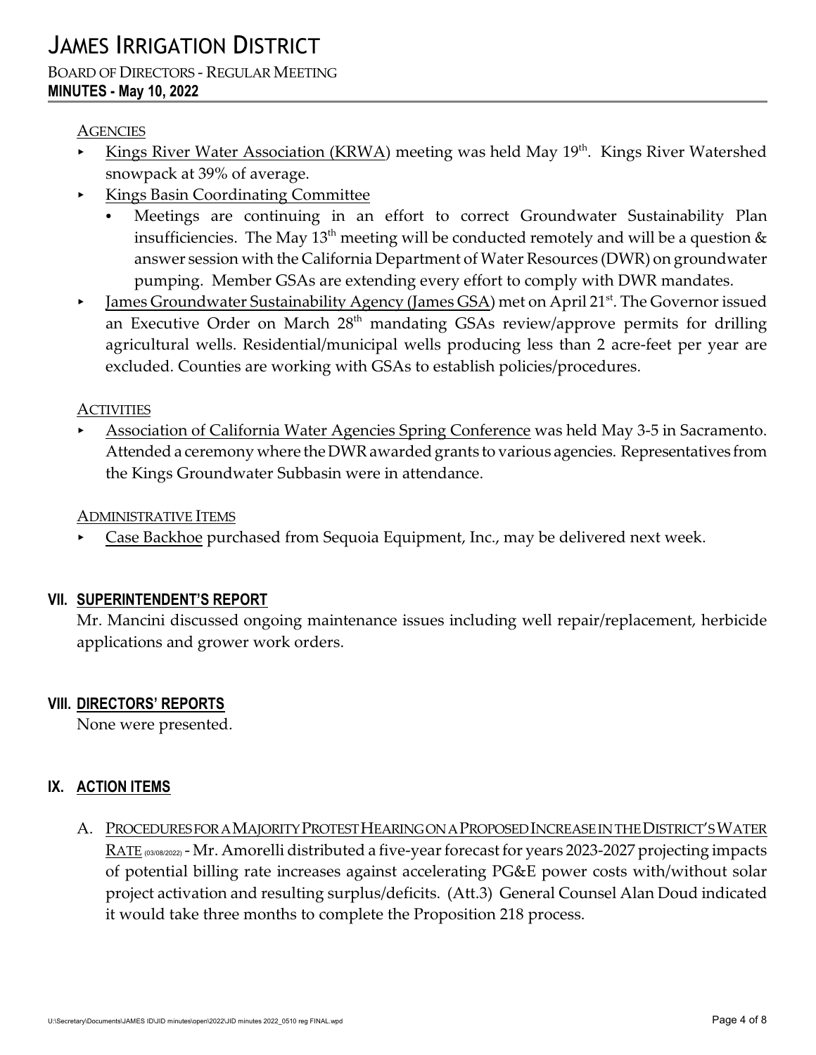AGENCIES

- Kings River Water Association (KRWA) meeting was held May 19th. Kings River Watershed snowpack at 39% of average.
- Kings Basin Coordinating Committee
  - Meetings are continuing in an effort to correct Groundwater Sustainability Plan insufficiencies. The May 13th meeting will be conducted remotely and will be a question & answer session with the California Department of Water Resources (DWR) on groundwater pumping. Member GSAs are extending every effort to comply with DWR mandates.
- James Groundwater Sustainability Agency (James GSA) met on April 21st. The Governor issued an Executive Order on March 28th mandating GSAs review/approve permits for drilling agricultural wells. Residential/municipal wells producing less than 2 acre-feet per year are excluded. Counties are working with GSAs to establish policies/procedures.

ACTIVITIES

- Association of California Water Agencies Spring Conference was held May 3-5 in Sacramento. Attended a ceremony where the DWR awarded grants to various agencies. Representatives from the Kings Groundwater Subbasin were in attendance.

ADMINISTRATIVE ITEMS

- Case Backhoe purchased from Sequoia Equipment, Inc., may be delivered next week.

## VII. SUPERINTENDENT'S REPORT

Mr. Mancini discussed ongoing maintenance issues including well repair/replacement, herbicide applications and grower work orders.

## VIII. DIRECTORS' REPORTS

None were presented.

## IX. ACTION ITEMS

A. PROCEDURES FOR A MAJORITY PROTEST HEARING ON A PROPOSED INCREASE IN THE DISTRICT'S WATER RATE (03/08/2022) - Mr. Amorelli distributed a five-year forecast for years 2023-2027 projecting impacts of potential billing rate increases against accelerating PG&E power costs with/without solar project activation and resulting surplus/deficits. (Att.3) General Counsel Alan Doud indicated it would take three months to complete the Proposition 218 process.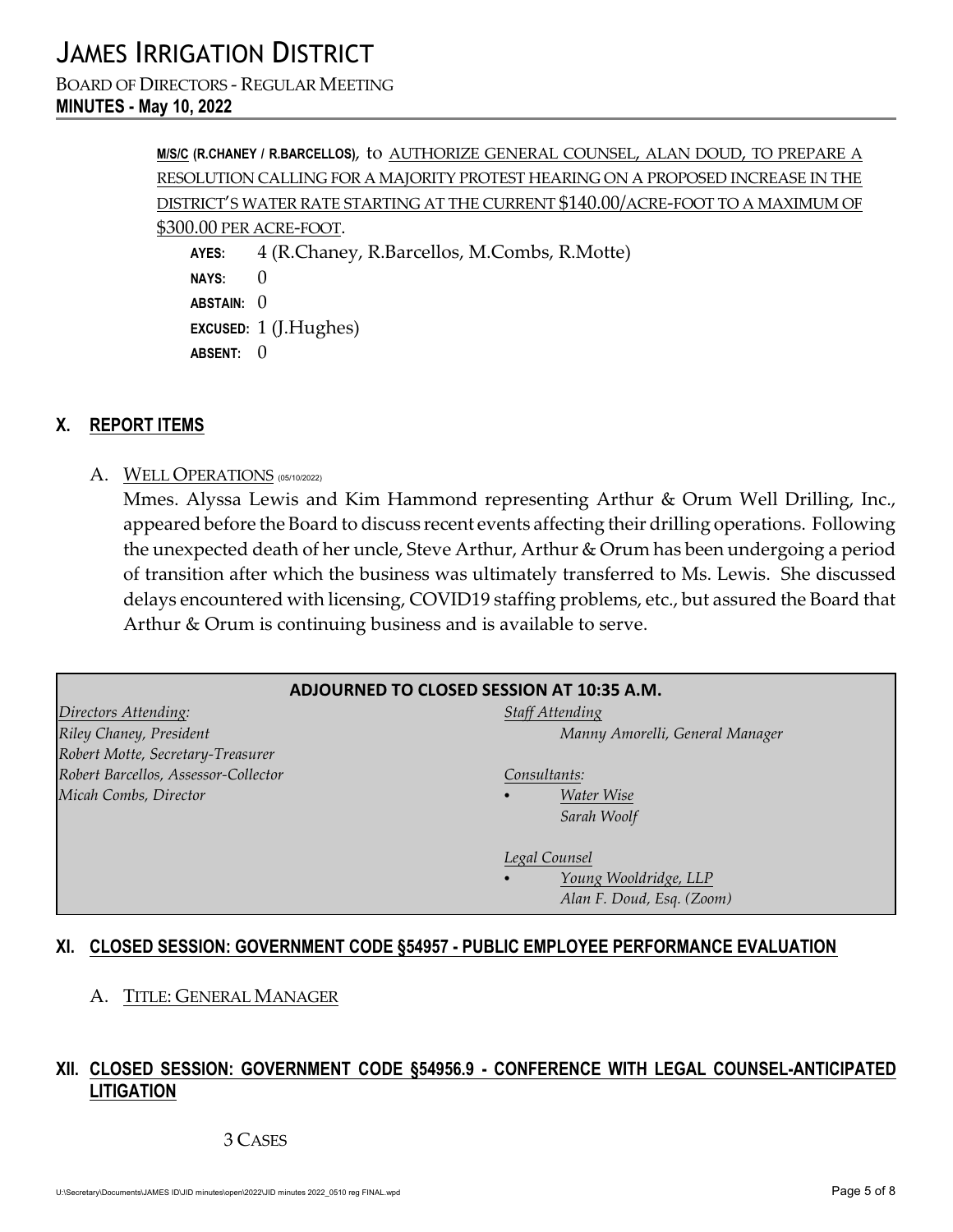**M/S/C (R.CHANEY / R.BARCELLOS),** to AUTHORIZE GENERAL COUNSEL, ALAN DOUD, TO PREPARE A RESOLUTION CALLING FOR A MAJORITY PROTEST HEARING ON A PROPOSED INCREASE IN THE DISTRICT'S WATER RATE STARTING AT THE CURRENT $140.00/ACRE-FOOT TO A MAXIMUM OF $300.00 PER ACRE-FOOT.

**AYES:** 4 (R.Chaney, R.Barcellos, M.Combs, R.Motte)
**NAYS:** 0
**ABSTAIN:** 0
**EXCUSED:** 1 (J.Hughes)
**ABSENT:** 0

## X. REPORT ITEMS

A. WELL OPERATIONS (05/10/2022)

Mmes. Alyssa Lewis and Kim Hammond representing Arthur & Orum Well Drilling, Inc., appeared before the Board to discuss recent events affecting their drilling operations. Following the unexpected death of her uncle, Steve Arthur, Arthur & Orum has been undergoing a period of transition after which the business was ultimately transferred to Ms. Lewis. She discussed delays encountered with licensing, COVID19 staffing problems, etc., but assured the Board that Arthur & Orum is continuing business and is available to serve.

**ADJOURNED TO CLOSED SESSION AT 10:35 A.M.**

*Directors Attending:*
*Riley Chaney, President*
*Robert Motte, Secretary-Treasurer*
*Robert Barcellos, Assessor-Collector*
*Micah Combs, Director*

*Staff Attending*
*Manny Amorelli, General Manager*

*Consultants:*
- *Water Wise*
  *Sarah Woolf*

*Legal Counsel*
- *Young Wooldridge, LLP*
  *Alan F. Doud, Esq. (Zoom)*

## XI. CLOSED SESSION: GOVERNMENT CODE §54957 - PUBLIC EMPLOYEE PERFORMANCE EVALUATION

A. TITLE: GENERAL MANAGER

## XII. CLOSED SESSION: GOVERNMENT CODE §54956.9 - CONFERENCE WITH LEGAL COUNSEL-ANTICIPATED LITIGATION

3 CASES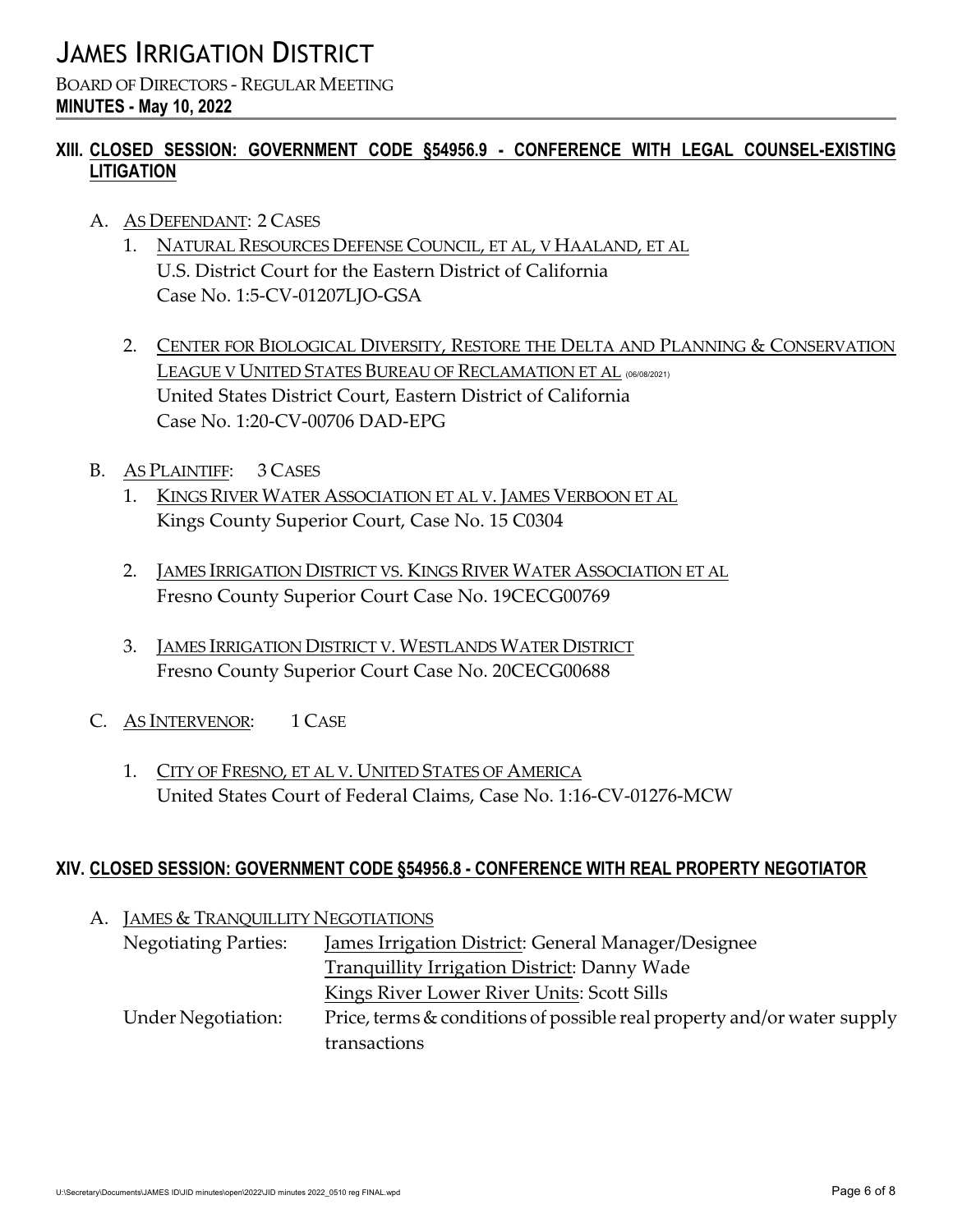## XIII. CLOSED SESSION: GOVERNMENT CODE §54956.9 - CONFERENCE WITH LEGAL COUNSEL-EXISTING LITIGATION

A. AS DEFENDANT: 2 CASES

1. NATURAL RESOURCES DEFENSE COUNCIL, ET AL, V HAALAND, ET AL
   U.S. District Court for the Eastern District of California
   Case No. 1:5-CV-01207LJO-GSA

2. CENTER FOR BIOLOGICAL DIVERSITY, RESTORE THE DELTA AND PLANNING & CONSERVATION LEAGUE V UNITED STATES BUREAU OF RECLAMATION ET AL (06/08/2021)
   United States District Court, Eastern District of California
   Case No. 1:20-CV-00706 DAD-EPG

B. AS PLAINTIFF: 3 CASES

1. KINGS RIVER WATER ASSOCIATION ET AL V. JAMES VERBOON ET AL
   Kings County Superior Court, Case No. 15 C0304

2. JAMES IRRIGATION DISTRICT VS. KINGS RIVER WATER ASSOCIATION ET AL
   Fresno County Superior Court Case No. 19CECG00769

3. JAMES IRRIGATION DISTRICT V. WESTLANDS WATER DISTRICT
   Fresno County Superior Court Case No. 20CECG00688

C. AS INTERVENOR: 1 CASE

1. CITY OF FRESNO, ET AL V. UNITED STATES OF AMERICA
   United States Court of Federal Claims, Case No. 1:16-CV-01276-MCW

## XIV. CLOSED SESSION: GOVERNMENT CODE §54956.8 - CONFERENCE WITH REAL PROPERTY NEGOTIATOR

A. JAMES & TRANQUILLITY NEGOTIATIONS

Negotiating Parties: James Irrigation District: General Manager/Designee
Tranquillity Irrigation District: Danny Wade
Kings River Lower River Units: Scott Sills

Under Negotiation: Price, terms & conditions of possible real property and/or water supply transactions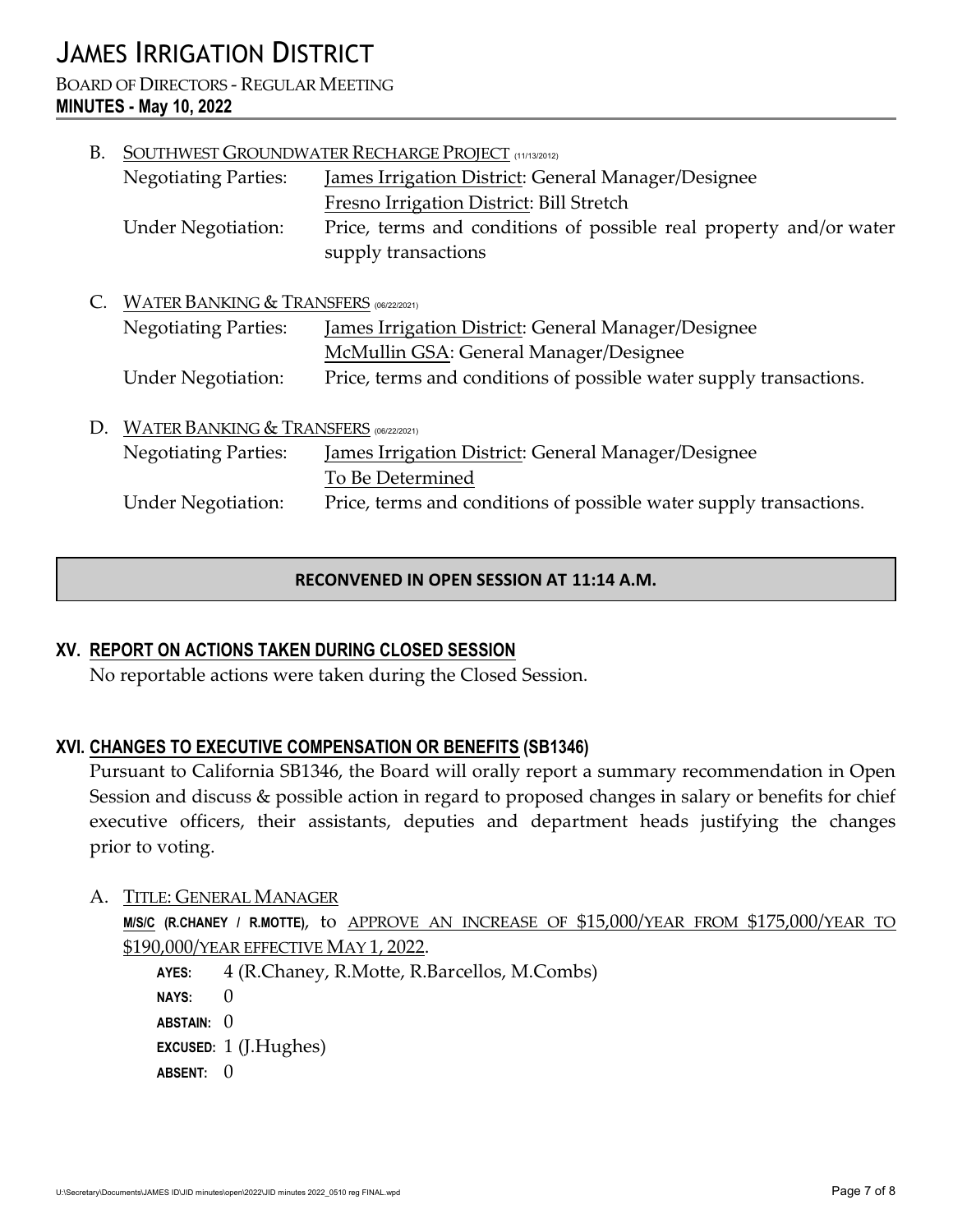B. SOUTHWEST GROUNDWATER RECHARGE PROJECT (11/13/2012)

Negotiating Parties: James Irrigation District: General Manager/Designee
Fresno Irrigation District: Bill Stretch

Under Negotiation: Price, terms and conditions of possible real property and/or water supply transactions

C. WATER BANKING & TRANSFERS (06/22/2021)

Negotiating Parties: James Irrigation District: General Manager/Designee
McMullin GSA: General Manager/Designee

Under Negotiation: Price, terms and conditions of possible water supply transactions.

D. WATER BANKING & TRANSFERS (06/22/2021)

Negotiating Parties: James Irrigation District: General Manager/Designee
To Be Determined

Under Negotiation: Price, terms and conditions of possible water supply transactions.

**RECONVENED IN OPEN SESSION AT 11:14 A.M.**

## XV. REPORT ON ACTIONS TAKEN DURING CLOSED SESSION

No reportable actions were taken during the Closed Session.

## XVI. CHANGES TO EXECUTIVE COMPENSATION OR BENEFITS (SB1346)

Pursuant to California SB1346, the Board will orally report a summary recommendation in Open Session and discuss & possible action in regard to proposed changes in salary or benefits for chief executive officers, their assistants, deputies and department heads justifying the changes prior to voting.

A. TITLE: GENERAL MANAGER

**M/S/C (R.CHANEY / R.MOTTE)**, to APPROVE AN INCREASE OF $15,000/YEAR FROM $175,000/YEAR TO $190,000/YEAR EFFECTIVE MAY 1, 2022.

**AYES:** 4 (R.Chaney, R.Motte, R.Barcellos, M.Combs)
**NAYS:** 0
**ABSTAIN:** 0
**EXCUSED:** 1 (J.Hughes)
**ABSENT:** 0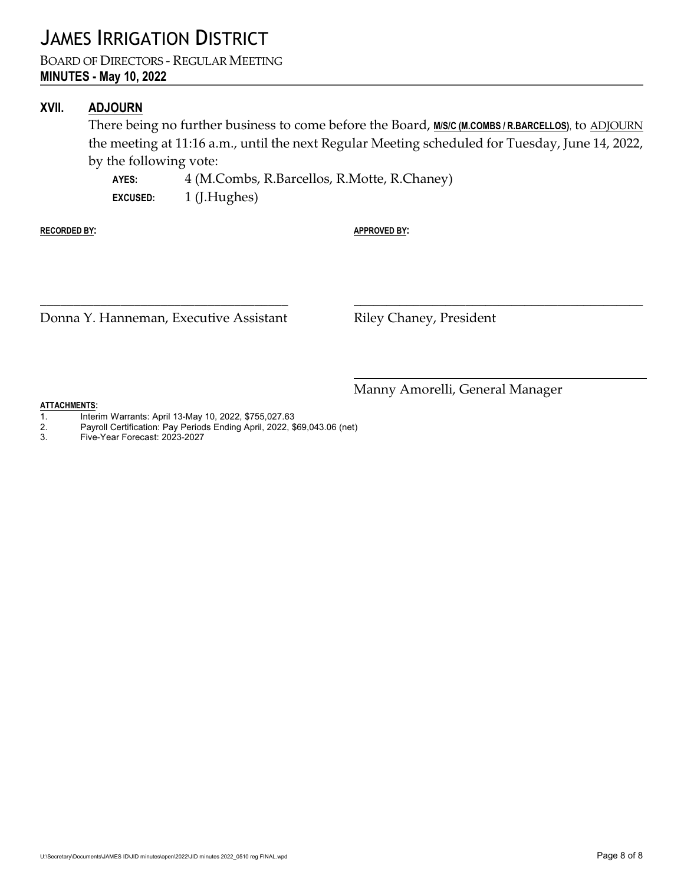## XVII. ADJOURN

There being no further business to come before the Board, **M/S/C (M.COMBS / R.BARCELLOS)**, to ADJOURN the meeting at 11:16 a.m., until the next Regular Meeting scheduled for Tuesday, June 14, 2022, by the following vote:

**AYES:** 4 (M.Combs, R.Barcellos, R.Motte, R.Chaney)

**EXCUSED:** 1 (J.Hughes)

**RECORDED BY:**

_______________________________________

Donna Y. Hanneman, Executive Assistant

**APPROVED BY:**

_______________________________________

Riley Chaney, President

_______________________________________

Manny Amorelli, General Manager

**ATTACHMENTS:**

1. Interim Warrants: April 13-May 10, 2022, $755,027.63
2. Payroll Certification: Pay Periods Ending April, 2022, $69,043.06 (net)
3. Five-Year Forecast: 2023-2027

U:\Secretary\Documents\JAMES ID\JID minutes\open\2022\JID minutes 2022_0510 reg FINAL.wpd